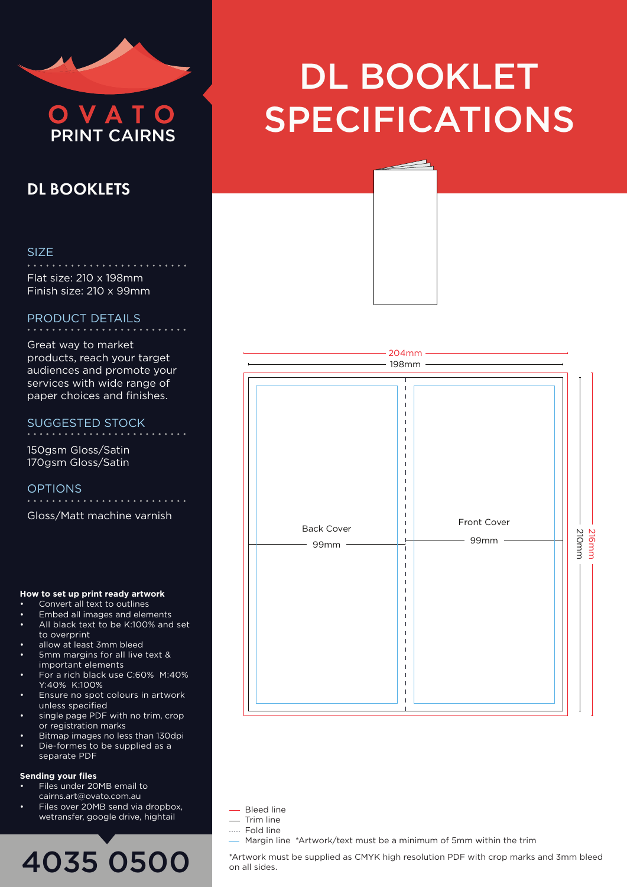OVATO PRINT CAIRNS

# DL BOOKLET SPECIFICATIONS

## DL BOOKLETS

### SIZE

Flat size: 210 x 198mm
Finish size: 210 x 99mm

### PRODUCT DETAILS

Great way to market products, reach your target audiences and promote your services with wide range of paper choices and finishes.

### SUGGESTED STOCK

150gsm Gloss/Satin
170gsm Gloss/Satin

### OPTIONS

Gloss/Matt machine varnish

**How to set up print ready artwork**

- Convert all text to outlines
- Embed all images and elements
- All black text to be K:100% and set to overprint
- allow at least 3mm bleed
- 5mm margins for all live text & important elements
- For a rich black use C:60% M:40% Y:40% K:100%
- Ensure no spot colours in artwork unless specified
- single page PDF with no trim, crop or registration marks
- Bitmap images no less than 130dpi
- Die-formes to be supplied as a separate PDF

**Sending your files**

- Files under 20MB email to cairns.art@ovato.com.au
- Files over 20MB send via dropbox, wetransfer, google drive, hightail

**4035 0500**

204mm
198mm

Back Cover
99mm

Front Cover
99mm

210mm
216mm

- Bleed line
- Trim line
- Fold line
- Margin line *Artwork/text must be a minimum of 5mm within the trim

*Artwork must be supplied as CMYK high resolution PDF with crop marks and 3mm bleed on all sides.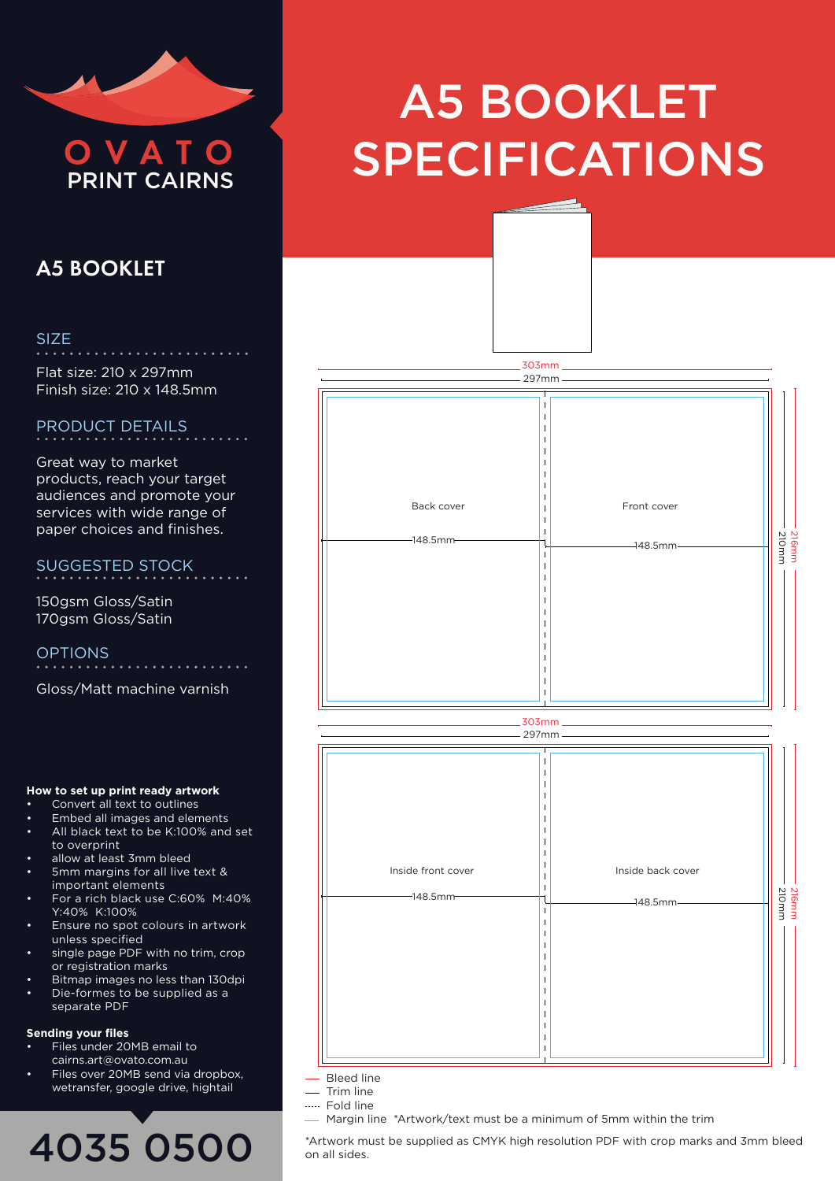OVATO
PRINT CAIRNS

# A5 BOOKLET SPECIFICATIONS

## A5 BOOKLET

### SIZE

Flat size: 210 x 297mm
Finish size: 210 x 148.5mm

### PRODUCT DETAILS

Great way to market products, reach your target audiences and promote your services with wide range of paper choices and finishes.

### SUGGESTED STOCK

150gsm Gloss/Satin
170gsm Gloss/Satin

### OPTIONS

Gloss/Matt machine varnish

**How to set up print ready artwork**

- Convert all text to outlines
- Embed all images and elements
- All black text to be K:100% and set to overprint
- allow at least 3mm bleed
- 5mm margins for all live text & important elements
- For a rich black use C:60% M:40% Y:40% K:100%
- Ensure no spot colours in artwork unless specified
- single page PDF with no trim, crop or registration marks
- Bitmap images no less than 130dpi
- Die-formes to be supplied as a separate PDF

**Sending your files**

- Files under 20MB email to cairns.art@ovato.com.au
- Files over 20MB send via dropbox, wetransfer, google drive, hightail

# 4035 0500

303mm
297mm

Back cover
148.5mm

Front cover
148.5mm

216mm
210mm

303mm
297mm

Inside front cover
148.5mm

Inside back cover
148.5mm

216mm
210mm

Bleed line
Trim line
Fold line
Margin line *Artwork/text must be a minimum of 5mm within the trim

*Artwork must be supplied as CMYK high resolution PDF with crop marks and 3mm bleed on all sides.